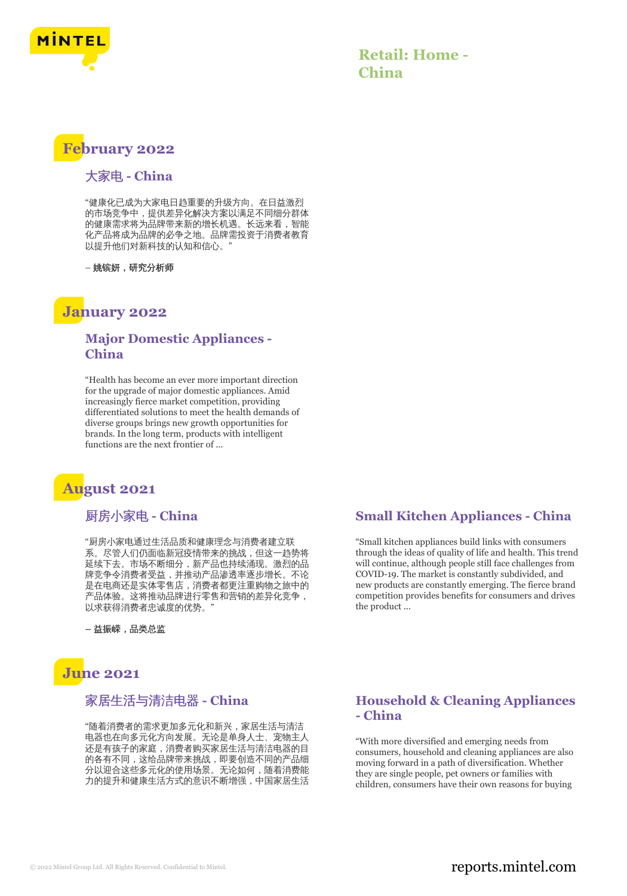# Retail: Home - China

## February 2022

### 大家电 - China

"健康化已成为大家电日趋重要的升级方向。在日益激烈的市场竞争中，提供差异化解决方案以满足不同细分群体的健康需求将为品牌带来新的增长机遇。长远来看，智能化产品将成为品牌的必争之地。品牌需投资于消费者教育以提升他们对新科技的认知和信心。"

**– 姚镔妍，研究分析师**

## January 2022

### Major Domestic Appliances - China

"Health has become an ever more important direction for the upgrade of major domestic appliances. Amid increasingly fierce market competition, providing differentiated solutions to meet the health demands of diverse groups brings new growth opportunities for brands. In the long term, products with intelligent functions are the next frontier of ...

## August 2021

### 厨房小家电 - China

"厨房小家电通过生活品质和健康理念与消费者建立联系。尽管人们仍面临新冠疫情带来的挑战，但这一趋势将延续下去。市场不断细分，新产品也持续涌现。激烈的品牌竞争令消费者受益，并推动产品渗透率逐步增长。不论是在电商还是实体零售店，消费者都更注重购物之旅中的产品体验。这将推动品牌进行零售和营销的差异化竞争，以求获得消费者忠诚度的优势。"

**– 益振嵘，品类总监**

### Small Kitchen Appliances - China

"Small kitchen appliances build links with consumers through the ideas of quality of life and health. This trend will continue, although people still face challenges from COVID-19. The market is constantly subdivided, and new products are constantly emerging. The fierce brand competition provides benefits for consumers and drives the product ...

## June 2021

### 家居生活与清洁电器 - China

"随着消费者的需求更加多元化和新兴，家居生活与清洁电器也在向多元化方向发展。无论是单身人士、宠物主人还是有孩子的家庭，消费者购买家居生活与清洁电器的目的各有不同，这给品牌带来挑战，即要创造不同的产品细分以迎合这些多元化的使用场景。无论如何，随着消费能力的提升和健康生活方式的意识不断增强，中国家居生活

### Household & Cleaning Appliances - China

"With more diversified and emerging needs from consumers, household and cleaning appliances are also moving forward in a path of diversification. Whether they are single people, pet owners or families with children, consumers have their own reasons for buying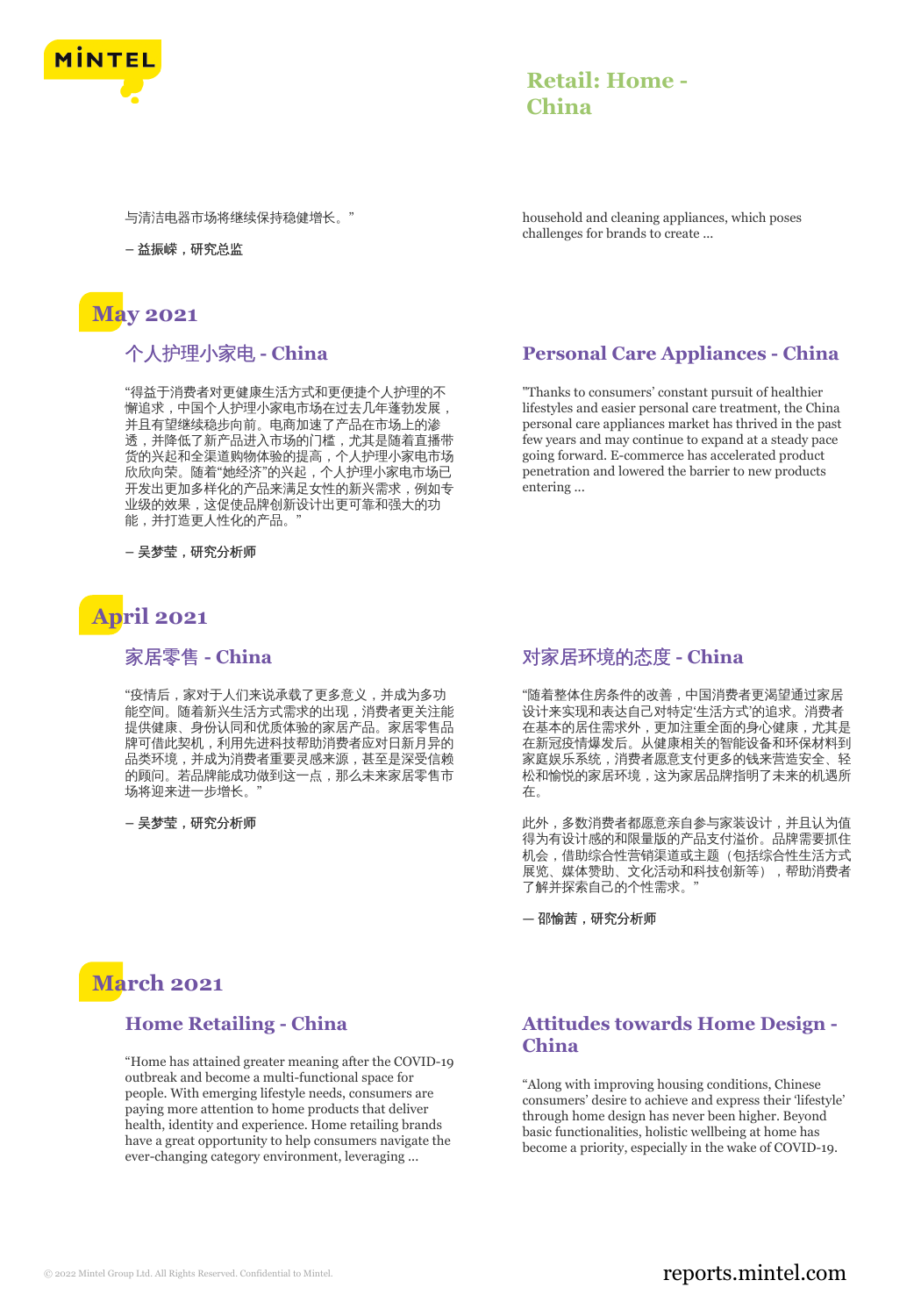与清洁电器市场将继续保持稳健增长。"

– 益振嵘，研究总监

household and cleaning appliances, which poses challenges for brands to create ...

## May 2021

### 个人护理小家电 - China

"得益于消费者对更健康生活方式和更便捷个人护理的不懈追求，中国个人护理小家电市场在过去几年蓬勃发展，并且有望继续稳步向前。电商加速了产品在市场上的渗透，并降低了新产品进入市场的门槛，尤其是随着直播带货的兴起和全渠道购物体验的提高，个人护理小家电市场欣欣向荣。随着"她经济"的兴起，个人护理小家电市场已开发出更加多样化的产品来满足女性的新兴需求，例如专业级的效果，这促使品牌创新设计出更可靠和强大的功能，并打造更人性化的产品。"

– 吴梦莹，研究分析师

### Personal Care Appliances - China

"Thanks to consumers' constant pursuit of healthier lifestyles and easier personal care treatment, the China personal care appliances market has thrived in the past few years and may continue to expand at a steady pace going forward. E-commerce has accelerated product penetration and lowered the barrier to new products entering ...

## April 2021

### 家居零售 - China

"疫情后，家对于人们来说承载了更多意义，并成为多功能空间。随着新兴生活方式需求的出现，消费者更关注能提供健康、身份认同和优质体验的家居产品。家居零售品牌可借此契机，利用先进科技帮助消费者应对日新月异的品类环境，并成为消费者重要灵感来源，甚至是深受信赖的顾问。若品牌能成功做到这一点，那么未来家居零售市场将迎来进一步增长。"

– 吴梦莹，研究分析师

### 对家居环境的态度 - China

"随着整体住房条件的改善，中国消费者更渴望通过家居设计来实现和表达自己对特定'生活方式'的追求。消费者在基本的居住需求外，更加注重全面的身心健康，尤其是在新冠疫情爆发后。从健康相关的智能设备和环保材料到家庭娱乐系统，消费者愿意支付更多的钱来营造安全、轻松和愉悦的家居环境，这为家居品牌指明了未来的机遇所在。

此外，多数消费者都愿意亲自参与家装设计，并且认为值得为有设计感的和限量版的产品支付溢价。品牌需要抓住机会，借助综合性营销渠道或主题（包括综合性生活方式展览、媒体赞助、文化活动和科技创新等），帮助消费者了解并探索自己的个性需求。"

— 邵愉茜，研究分析师

## March 2021

### Home Retailing - China

"Home has attained greater meaning after the COVID-19 outbreak and become a multi-functional space for people. With emerging lifestyle needs, consumers are paying more attention to home products that deliver health, identity and experience. Home retailing brands have a great opportunity to help consumers navigate the ever-changing category environment, leveraging ...

### Attitudes towards Home Design - China

"Along with improving housing conditions, Chinese consumers' desire to achieve and express their 'lifestyle' through home design has never been higher. Beyond basic functionalities, holistic wellbeing at home has become a priority, especially in the wake of COVID-19.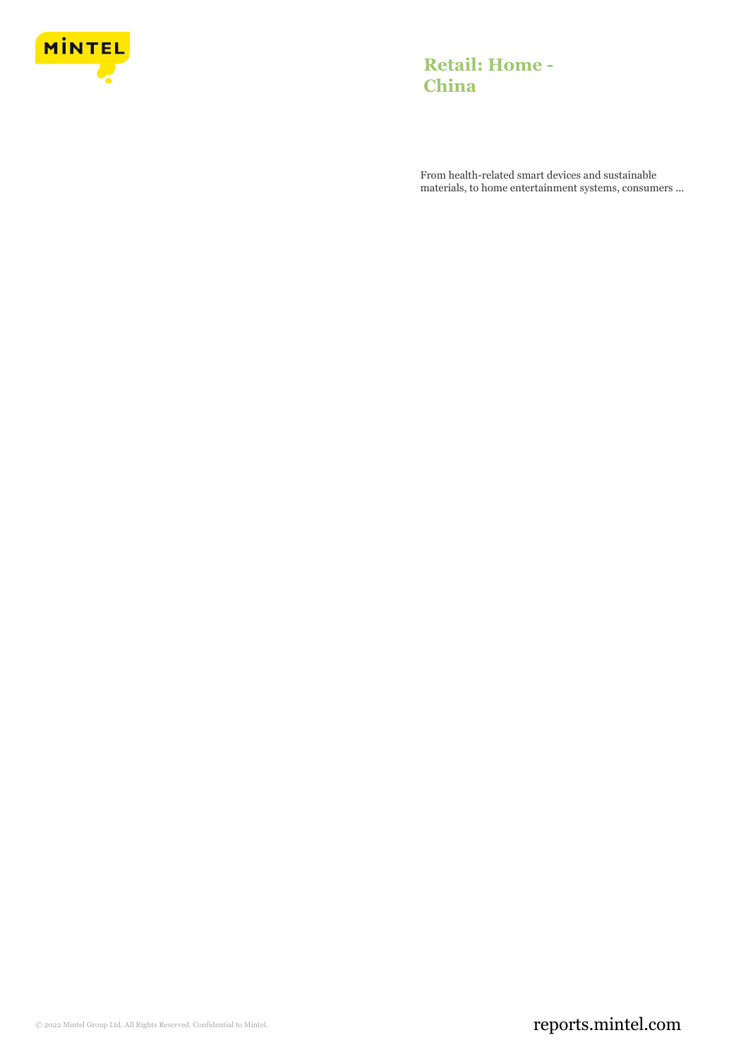# Retail: Home - China

From health-related smart devices and sustainable materials, to home entertainment systems, consumers ...